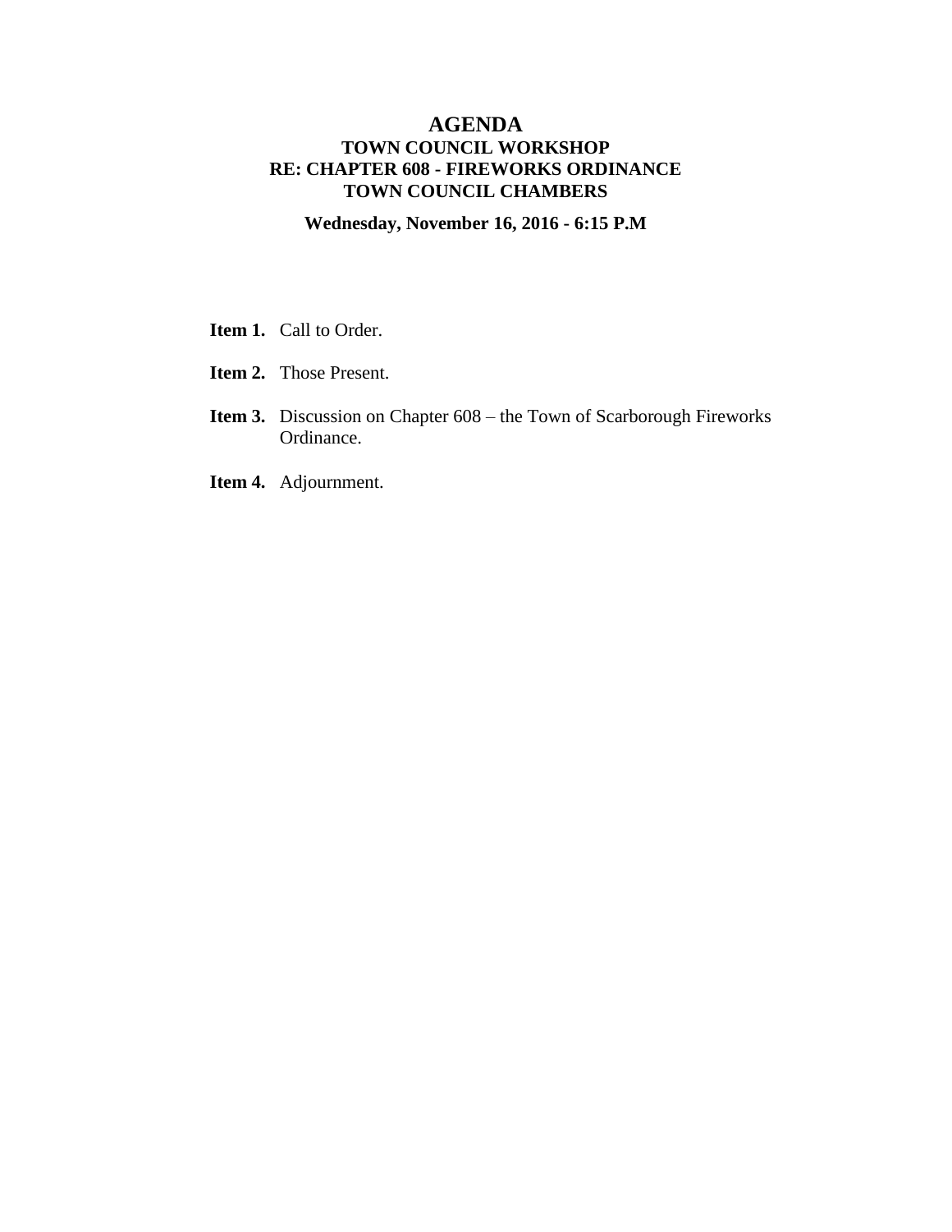# AGENDA

## TOWN COUNCIL WORKSHOP
## RE: CHAPTER 608 - FIREWORKS ORDINANCE
## TOWN COUNCIL CHAMBERS

**Wednesday, November 16, 2016 - 6:15 P.M**

**Item 1.** Call to Order.

**Item 2.** Those Present.

**Item 3.** Discussion on Chapter 608 – the Town of Scarborough Fireworks Ordinance.

**Item 4.** Adjournment.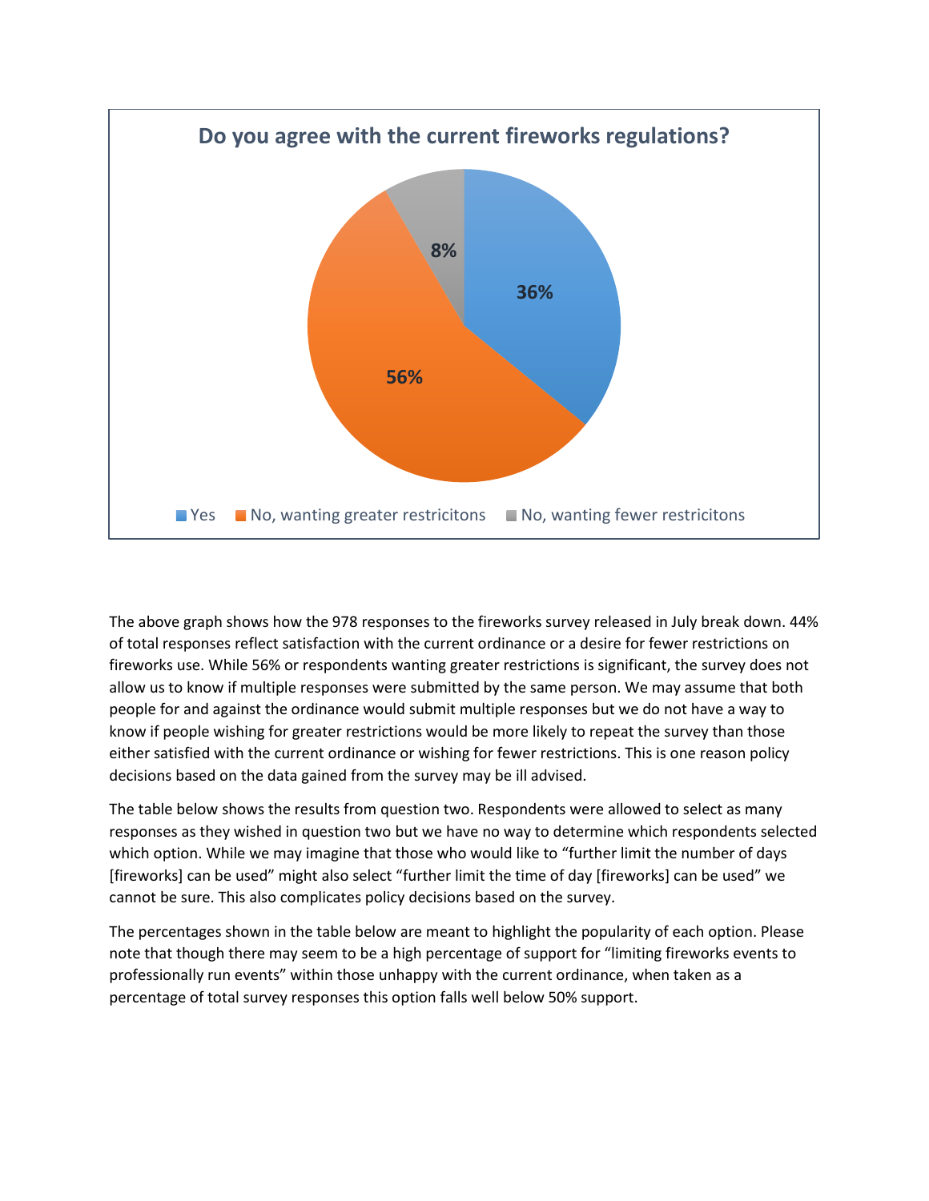**Do you agree with the current fireworks regulations?**

| Response | Percentage |
|---|---|
| Yes | 36% |
| No, wanting greater restricitons | 56% |
| No, wanting fewer restricitons | 8% |

The above graph shows how the 978 responses to the fireworks survey released in July break down. 44% of total responses reflect satisfaction with the current ordinance or a desire for fewer restrictions on fireworks use. While 56% or respondents wanting greater restrictions is significant, the survey does not allow us to know if multiple responses were submitted by the same person. We may assume that both people for and against the ordinance would submit multiple responses but we do not have a way to know if people wishing for greater restrictions would be more likely to repeat the survey than those either satisfied with the current ordinance or wishing for fewer restrictions. This is one reason policy decisions based on the data gained from the survey may be ill advised.

The table below shows the results from question two. Respondents were allowed to select as many responses as they wished in question two but we have no way to determine which respondents selected which option. While we may imagine that those who would like to "further limit the number of days [fireworks] can be used" might also select "further limit the time of day [fireworks] can be used" we cannot be sure. This also complicates policy decisions based on the survey.

The percentages shown in the table below are meant to highlight the popularity of each option. Please note that though there may seem to be a high percentage of support for "limiting fireworks events to professionally run events" within those unhappy with the current ordinance, when taken as a percentage of total survey responses this option falls well below 50% support.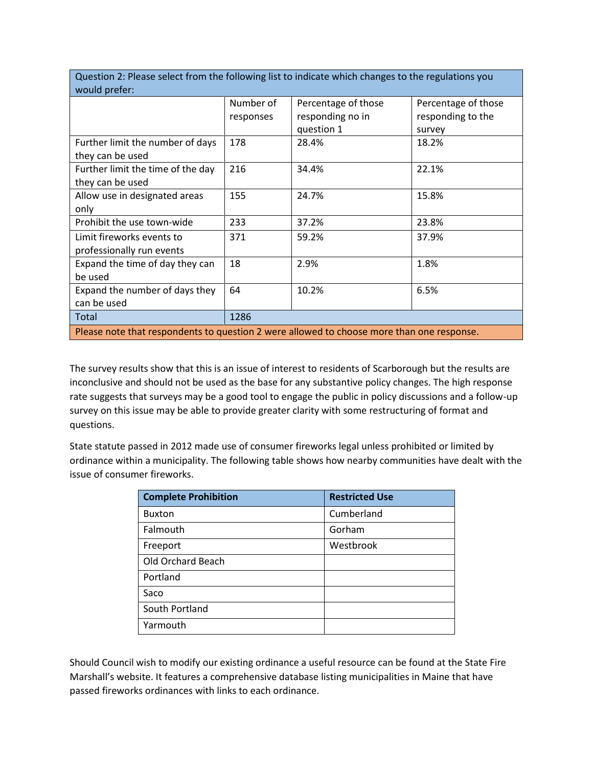| Question 2: Please select from the following list to indicate which changes to the regulations you would prefer: | | | |
|---|---|---|---|
| | Number of responses | Percentage of those responding no in question 1 | Percentage of those responding to the survey |
| Further limit the number of days they can be used | 178 | 28.4% | 18.2% |
| Further limit the time of the day they can be used | 216 | 34.4% | 22.1% |
| Allow use in designated areas only | 155 | 24.7% | 15.8% |
| Prohibit the use town-wide | 233 | 37.2% | 23.8% |
| Limit fireworks events to professionally run events | 371 | 59.2% | 37.9% |
| Expand the time of day they can be used | 18 | 2.9% | 1.8% |
| Expand the number of days they can be used | 64 | 10.2% | 6.5% |
| Total | 1286 | | |
| Please note that respondents to question 2 were allowed to choose more than one response. | | | |

The survey results show that this is an issue of interest to residents of Scarborough but the results are inconclusive and should not be used as the base for any substantive policy changes. The high response rate suggests that surveys may be a good tool to engage the public in policy discussions and a follow-up survey on this issue may be able to provide greater clarity with some restructuring of format and questions.

State statute passed in 2012 made use of consumer fireworks legal unless prohibited or limited by ordinance within a municipality. The following table shows how nearby communities have dealt with the issue of consumer fireworks.

| **Complete Prohibition** | **Restricted Use** |
|---|---|
| Buxton | Cumberland |
| Falmouth | Gorham |
| Freeport | Westbrook |
| Old Orchard Beach | |
| Portland | |
| Saco | |
| South Portland | |
| Yarmouth | |

Should Council wish to modify our existing ordinance a useful resource can be found at the State Fire Marshall's website. It features a comprehensive database listing municipalities in Maine that have passed fireworks ordinances with links to each ordinance.